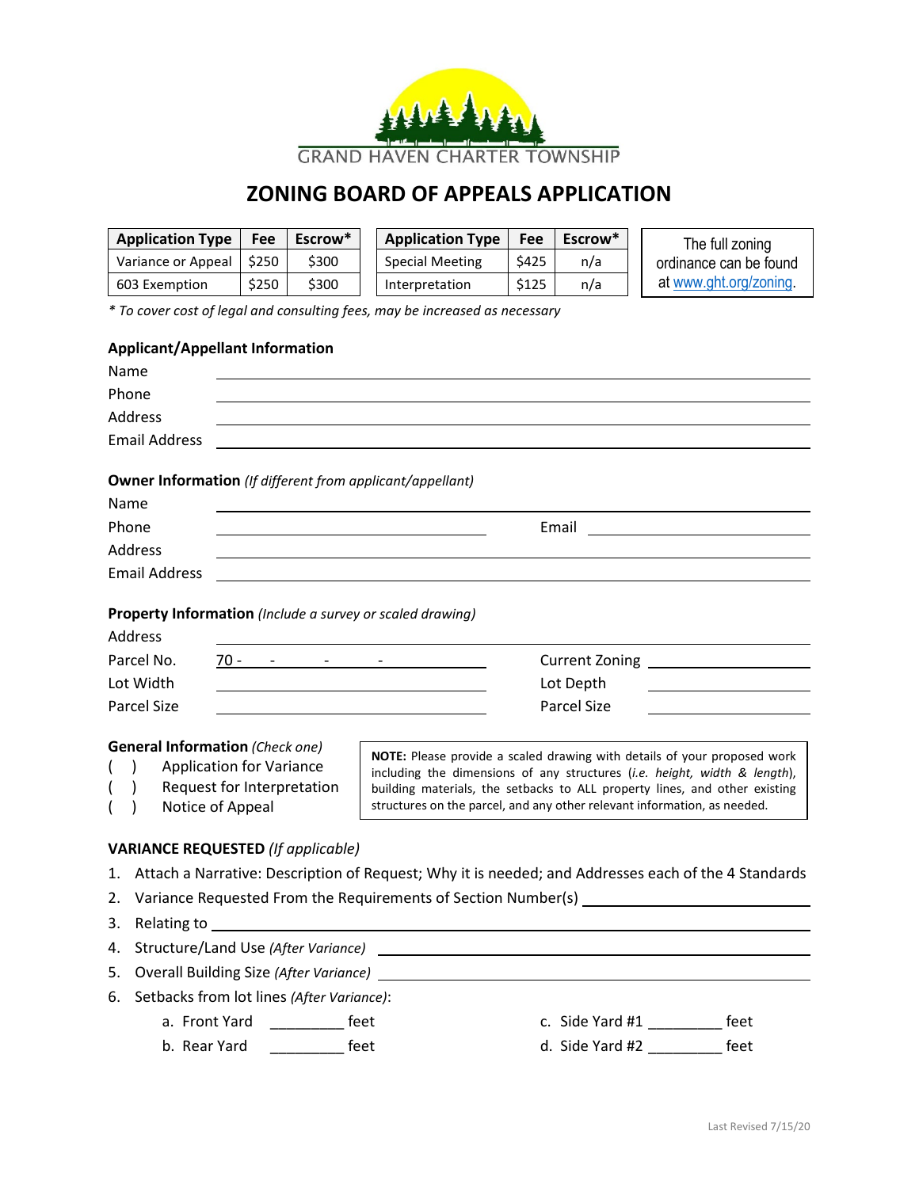GRAND HAVEN CHARTER TOWNSHIP

# ZONING BOARD OF APPEALS APPLICATION

| Application Type | Fee | Escrow* |
|---|---|---|
| Variance or Appeal | $250 | $300 |
| 603 Exemption | $250 | $300 |

| Application Type | Fee | Escrow* |
|---|---|---|
| Special Meeting | $425 | n/a |
| Interpretation | $125 | n/a |

The full zoning ordinance can be found at www.ght.org/zoning.

*\* To cover cost of legal and consulting fees, may be increased as necessary*

**Applicant/Appellant Information**

Name ______________________________

Phone ______________________________

Address ______________________________

Email Address ______________________________

**Owner Information** *(If different from applicant/appellant)*

Name ______________________________

Phone ______________________________ Email ______________________________

Address ______________________________

Email Address ______________________________

**Property Information** *(Include a survey or scaled drawing)*

Address ______________________________

Parcel No. 70 - ___ - ___ - ___ - ___ Current Zoning ______________________________

Lot Width ______________________________ Lot Depth ______________________________

Parcel Size ______________________________ Parcel Size ______________________________

**General Information** *(Check one)*

( ) Application for Variance

( ) Request for Interpretation

( ) Notice of Appeal

**NOTE:** Please provide a scaled drawing with details of your proposed work including the dimensions of any structures (*i.e. height, width & length*), building materials, the setbacks to ALL property lines, and other existing structures on the parcel, and any other relevant information, as needed.

**VARIANCE REQUESTED** *(If applicable)*

1. Attach a Narrative: Description of Request; Why it is needed; and Addresses each of the 4 Standards
2. Variance Requested From the Requirements of Section Number(s) ______________________________
3. Relating to ______________________________
4. Structure/Land Use *(After Variance)* ______________________________
5. Overall Building Size *(After Variance)* ______________________________
6. Setbacks from lot lines *(After Variance)*:
   a. Front Yard _________ feet
   b. Rear Yard _________ feet
   c. Side Yard #1 _________ feet
   d. Side Yard #2 _________ feet

Last Revised 7/15/20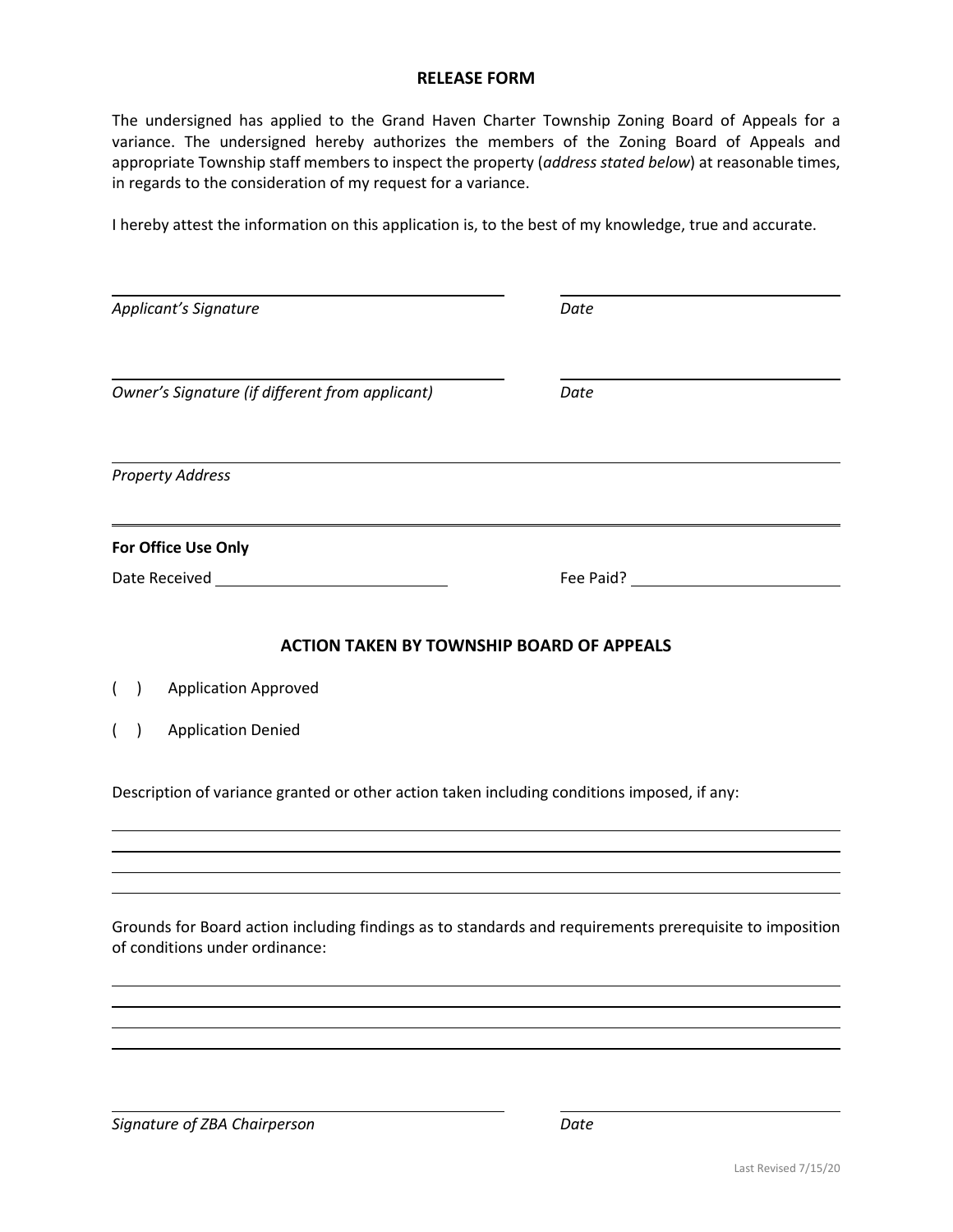## RELEASE FORM

The undersigned has applied to the Grand Haven Charter Township Zoning Board of Appeals for a variance. The undersigned hereby authorizes the members of the Zoning Board of Appeals and appropriate Township staff members to inspect the property (*address stated below*) at reasonable times, in regards to the consideration of my request for a variance.

I hereby attest the information on this application is, to the best of my knowledge, true and accurate.

\_\_\_\_\_\_\_\_\_\_\_\_\_\_\_\_\_\_\_\_\_\_\_\_\_\_\_\_\_\_\_\_\_\_\_\_\_\_\_\_ \_\_\_\_\_\_\_\_\_\_\_\_\_\_\_\_\_\_\_\_\_\_\_\_\_\_\_\_
*Applicant's Signature* *Date*

\_\_\_\_\_\_\_\_\_\_\_\_\_\_\_\_\_\_\_\_\_\_\_\_\_\_\_\_\_\_\_\_\_\_\_\_\_\_\_\_ \_\_\_\_\_\_\_\_\_\_\_\_\_\_\_\_\_\_\_\_\_\_\_\_\_\_\_\_
*Owner's Signature (if different from applicant)* *Date*

\_\_\_\_\_\_\_\_\_\_\_\_\_\_\_\_\_\_\_\_\_\_\_\_\_\_\_\_\_\_\_\_\_\_\_\_\_\_\_\_\_\_\_\_\_\_\_\_\_\_\_\_\_\_\_\_\_\_\_\_\_\_\_\_\_\_\_\_\_\_
*Property Address*

---

**For Office Use Only**

Date Received \_\_\_\_\_\_\_\_\_\_\_\_\_\_\_\_\_\_\_\_\_\_\_\_ Fee Paid? \_\_\_\_\_\_\_\_\_\_\_\_\_\_\_\_\_\_\_\_\_\_

## ACTION TAKEN BY TOWNSHIP BOARD OF APPEALS

( ) Application Approved

( ) Application Denied

Description of variance granted or other action taken including conditions imposed, if any:

\_\_\_\_\_\_\_\_\_\_\_\_\_\_\_\_\_\_\_\_\_\_\_\_\_\_\_\_\_\_\_\_\_\_\_\_\_\_\_\_\_\_\_\_\_\_\_\_\_\_\_\_\_\_\_\_\_\_\_\_\_\_\_\_\_\_\_\_\_\_
\_\_\_\_\_\_\_\_\_\_\_\_\_\_\_\_\_\_\_\_\_\_\_\_\_\_\_\_\_\_\_\_\_\_\_\_\_\_\_\_\_\_\_\_\_\_\_\_\_\_\_\_\_\_\_\_\_\_\_\_\_\_\_\_\_\_\_\_\_\_
\_\_\_\_\_\_\_\_\_\_\_\_\_\_\_\_\_\_\_\_\_\_\_\_\_\_\_\_\_\_\_\_\_\_\_\_\_\_\_\_\_\_\_\_\_\_\_\_\_\_\_\_\_\_\_\_\_\_\_\_\_\_\_\_\_\_\_\_\_\_
\_\_\_\_\_\_\_\_\_\_\_\_\_\_\_\_\_\_\_\_\_\_\_\_\_\_\_\_\_\_\_\_\_\_\_\_\_\_\_\_\_\_\_\_\_\_\_\_\_\_\_\_\_\_\_\_\_\_\_\_\_\_\_\_\_\_\_\_\_\_

Grounds for Board action including findings as to standards and requirements prerequisite to imposition of conditions under ordinance:

\_\_\_\_\_\_\_\_\_\_\_\_\_\_\_\_\_\_\_\_\_\_\_\_\_\_\_\_\_\_\_\_\_\_\_\_\_\_\_\_\_\_\_\_\_\_\_\_\_\_\_\_\_\_\_\_\_\_\_\_\_\_\_\_\_\_\_\_\_\_
\_\_\_\_\_\_\_\_\_\_\_\_\_\_\_\_\_\_\_\_\_\_\_\_\_\_\_\_\_\_\_\_\_\_\_\_\_\_\_\_\_\_\_\_\_\_\_\_\_\_\_\_\_\_\_\_\_\_\_\_\_\_\_\_\_\_\_\_\_\_
\_\_\_\_\_\_\_\_\_\_\_\_\_\_\_\_\_\_\_\_\_\_\_\_\_\_\_\_\_\_\_\_\_\_\_\_\_\_\_\_\_\_\_\_\_\_\_\_\_\_\_\_\_\_\_\_\_\_\_\_\_\_\_\_\_\_\_\_\_\_
\_\_\_\_\_\_\_\_\_\_\_\_\_\_\_\_\_\_\_\_\_\_\_\_\_\_\_\_\_\_\_\_\_\_\_\_\_\_\_\_\_\_\_\_\_\_\_\_\_\_\_\_\_\_\_\_\_\_\_\_\_\_\_\_\_\_\_\_\_\_

\_\_\_\_\_\_\_\_\_\_\_\_\_\_\_\_\_\_\_\_\_\_\_\_\_\_\_\_\_\_\_\_\_\_\_\_\_\_\_\_ \_\_\_\_\_\_\_\_\_\_\_\_\_\_\_\_\_\_\_\_\_\_\_\_\_\_\_\_
*Signature of ZBA Chairperson* *Date*

Last Revised 7/15/20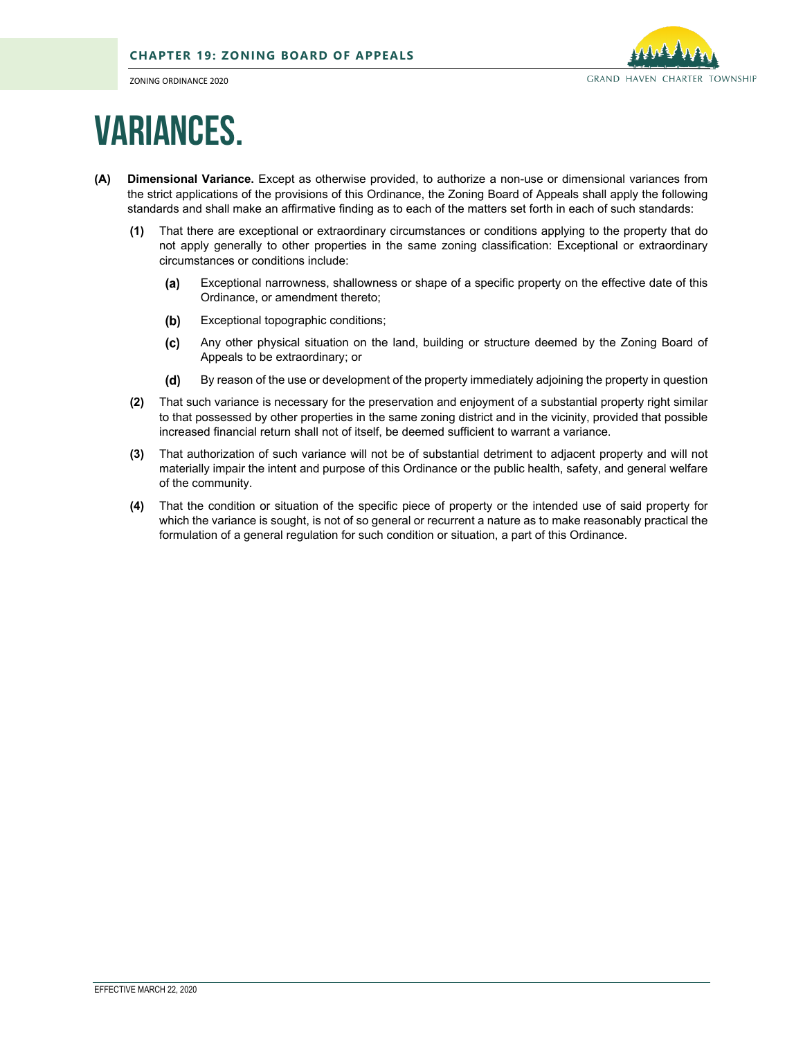# VARIANCES.

**(A) Dimensional Variance.** Except as otherwise provided, to authorize a non-use or dimensional variances from the strict applications of the provisions of this Ordinance, the Zoning Board of Appeals shall apply the following standards and shall make an affirmative finding as to each of the matters set forth in each of such standards:

**(1)** That there are exceptional or extraordinary circumstances or conditions applying to the property that do not apply generally to other properties in the same zoning classification: Exceptional or extraordinary circumstances or conditions include:

**(a)** Exceptional narrowness, shallowness or shape of a specific property on the effective date of this Ordinance, or amendment thereto;

**(b)** Exceptional topographic conditions;

**(c)** Any other physical situation on the land, building or structure deemed by the Zoning Board of Appeals to be extraordinary; or

**(d)** By reason of the use or development of the property immediately adjoining the property in question

**(2)** That such variance is necessary for the preservation and enjoyment of a substantial property right similar to that possessed by other properties in the same zoning district and in the vicinity, provided that possible increased financial return shall not of itself, be deemed sufficient to warrant a variance.

**(3)** That authorization of such variance will not be of substantial detriment to adjacent property and will not materially impair the intent and purpose of this Ordinance or the public health, safety, and general welfare of the community.

**(4)** That the condition or situation of the specific piece of property or the intended use of said property for which the variance is sought, is not of so general or recurrent a nature as to make reasonably practical the formulation of a general regulation for such condition or situation, a part of this Ordinance.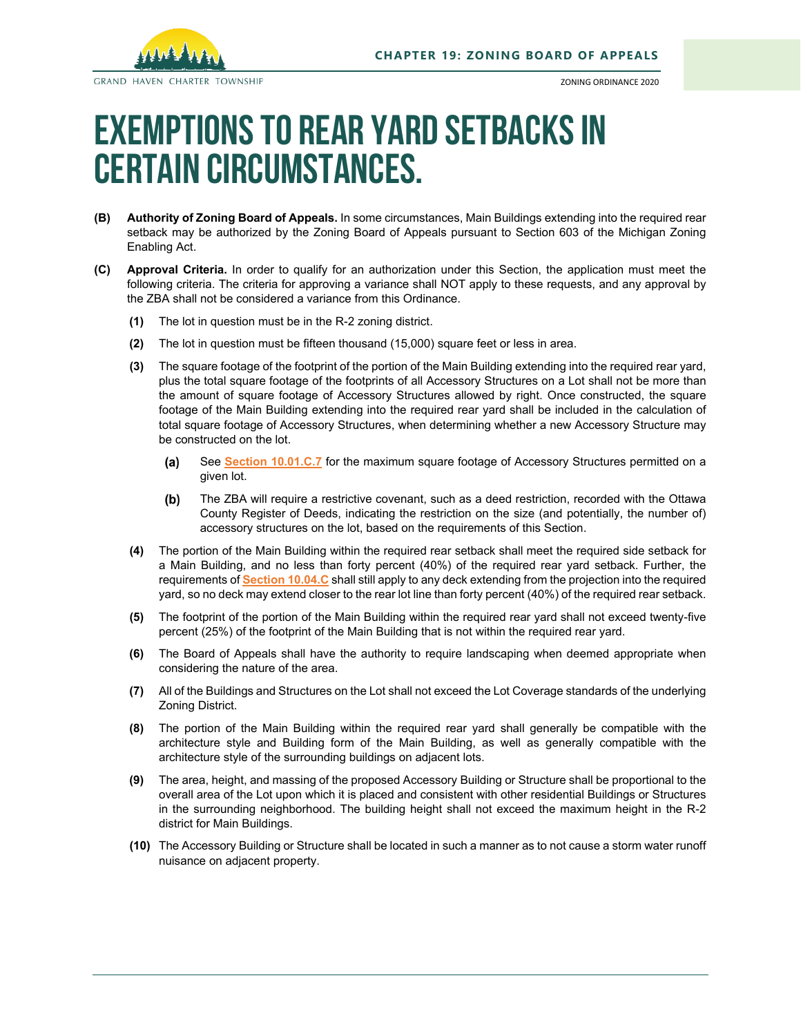# EXEMPTIONS TO REAR YARD SETBACKS IN CERTAIN CIRCUMSTANCES.

**(B) Authority of Zoning Board of Appeals.** In some circumstances, Main Buildings extending into the required rear setback may be authorized by the Zoning Board of Appeals pursuant to Section 603 of the Michigan Zoning Enabling Act.

**(C) Approval Criteria.** In order to qualify for an authorization under this Section, the application must meet the following criteria. The criteria for approving a variance shall NOT apply to these requests, and any approval by the ZBA shall not be considered a variance from this Ordinance.

**(1)** The lot in question must be in the R-2 zoning district.

**(2)** The lot in question must be fifteen thousand (15,000) square feet or less in area.

**(3)** The square footage of the footprint of the portion of the Main Building extending into the required rear yard, plus the total square footage of the footprints of all Accessory Structures on a Lot shall not be more than the amount of square footage of Accessory Structures allowed by right. Once constructed, the square footage of the Main Building extending into the required rear yard shall be included in the calculation of total square footage of Accessory Structures, when determining whether a new Accessory Structure may be constructed on the lot.

**(a)** See **Section 10.01.C.7** for the maximum square footage of Accessory Structures permitted on a given lot.

**(b)** The ZBA will require a restrictive covenant, such as a deed restriction, recorded with the Ottawa County Register of Deeds, indicating the restriction on the size (and potentially, the number of) accessory structures on the lot, based on the requirements of this Section.

**(4)** The portion of the Main Building within the required rear setback shall meet the required side setback for a Main Building, and no less than forty percent (40%) of the required rear yard setback. Further, the requirements of **Section 10.04.C** shall still apply to any deck extending from the projection into the required yard, so no deck may extend closer to the rear lot line than forty percent (40%) of the required rear setback.

**(5)** The footprint of the portion of the Main Building within the required rear yard shall not exceed twenty-five percent (25%) of the footprint of the Main Building that is not within the required rear yard.

**(6)** The Board of Appeals shall have the authority to require landscaping when deemed appropriate when considering the nature of the area.

**(7)** All of the Buildings and Structures on the Lot shall not exceed the Lot Coverage standards of the underlying Zoning District.

**(8)** The portion of the Main Building within the required rear yard shall generally be compatible with the architecture style and Building form of the Main Building, as well as generally compatible with the architecture style of the surrounding buildings on adjacent lots.

**(9)** The area, height, and massing of the proposed Accessory Building or Structure shall be proportional to the overall area of the Lot upon which it is placed and consistent with other residential Buildings or Structures in the surrounding neighborhood. The building height shall not exceed the maximum height in the R-2 district for Main Buildings.

**(10)** The Accessory Building or Structure shall be located in such a manner as to not cause a storm water runoff nuisance on adjacent property.